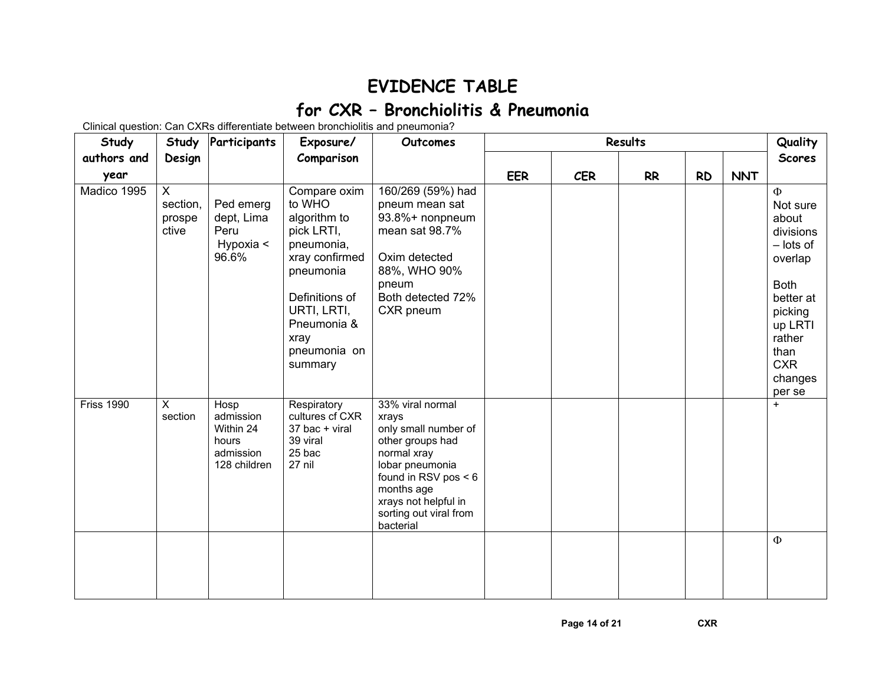# EVIDENCE TABLE

## for CXR – Bronchiolitis & Pneumonia

Clinical question: Can CXRs differentiate between bronchiolitis and pneumonia?

| Study authors and year | Study Design | Participants | Exposure/ Comparison | Outcomes | Results | | | | | Quality Scores |
|---|---|---|---|---|---|---|---|---|---|---|
| | | | | | EER | CER | RR | RD | NNT | |
| Madico 1995 | X section, prospective | Ped emerg dept, Lima Peru Hypoxia < 96.6% | Compare oxim to WHO algorithm to pick LRTI, pneumonia, xray confirmed pneumonia<br><br>Definitions of URTI, LRTI, Pneumonia & xray pneumonia on summary | 160/269 (59%) had pneum mean sat 93.8%+ nonpneum mean sat 98.7%<br><br>Oxim detected 88%, WHO 90% pneum<br>Both detected 72% CXR pneum | | | | | | Φ<br>Not sure about divisions – lots of overlap<br><br>Both better at picking up LRTI rather than CXR changes per se |
| Friss 1990 | X section | Hosp admission Within 24 hours admission 128 children | Respiratory cultures cf CXR<br>37 bac + viral<br>39 viral<br>25 bac<br>27 nil | 33% viral normal xrays<br>only small number of other groups had normal xray<br>lobar pneumonia found in RSV pos < 6 months age<br>xrays not helpful in sorting out viral from bacterial | | | | | | + |
| | | | | | | | | | | Φ |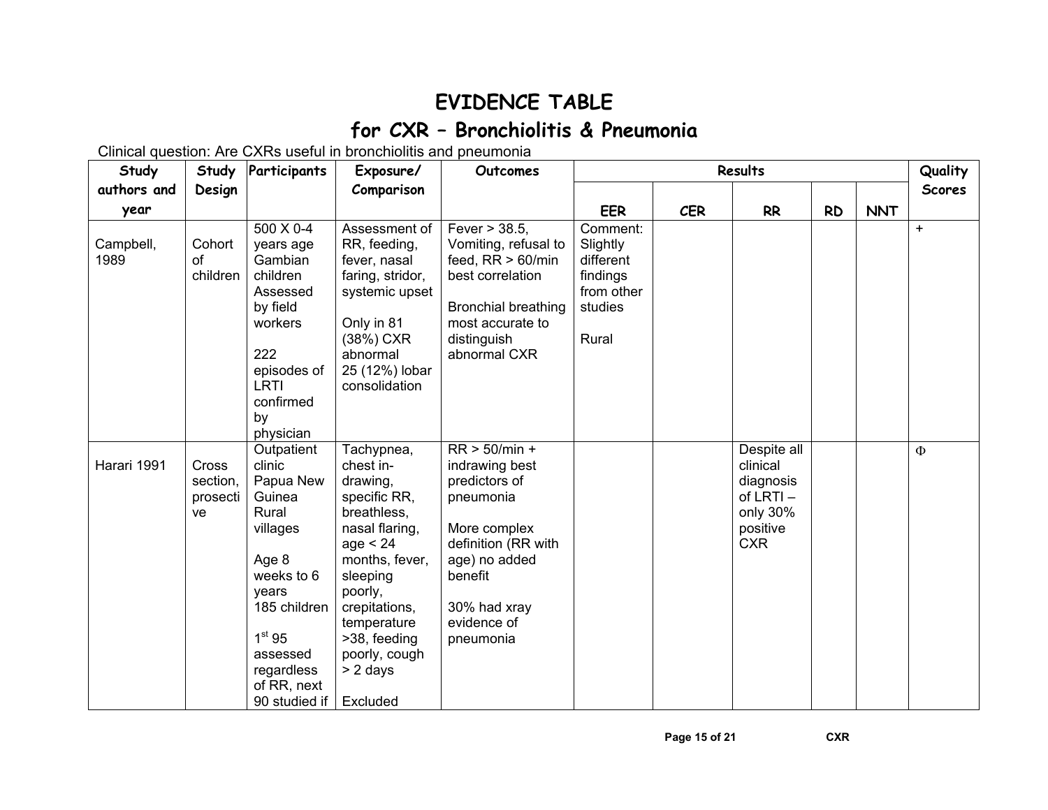# EVIDENCE TABLE

## for CXR – Bronchiolitis & Pneumonia

Clinical question: Are CXRs useful in bronchiolitis and pneumonia

| Study authors and year | Study Design | Participants | Exposure/ Comparison | Outcomes | Results | | | | | Quality Scores |
|---|---|---|---|---|---|---|---|---|---|---|
| | | | | | EER | CER | RR | RD | NNT | |
| Campbell, 1989 | Cohort of children | 500 X 0-4 years age Gambian children Assessed by field workers<br><br>222 episodes of LRTI confirmed by physician | Assessment of RR, feeding, fever, nasal faring, stridor, systemic upset<br><br>Only in 81 (38%) CXR abnormal 25 (12%) lobar consolidation | Fever > 38.5, Vomiting, refusal to feed, RR > 60/min best correlation<br><br>Bronchial breathing most accurate to distinguish abnormal CXR | Comment: Slightly different findings from other studies<br><br>Rural | | | | | + |
| Harari 1991 | Cross section, prospective | Outpatient clinic Papua New Guinea Rural villages<br><br>Age 8 weeks to 6 years 185 children<br><br>1st 95 assessed regardless of RR, next 90 studied if | Tachypnea, chest in-drawing, specific RR, breathless, nasal flaring, age < 24 months, fever, sleeping poorly, crepitations, temperature >38, feeding poorly, cough > 2 days<br><br>Excluded | RR > 50/min + indrawing best predictors of pneumonia<br><br>More complex definition (RR with age) no added benefit<br><br>30% had xray evidence of pneumonia | | | Despite all clinical diagnosis of LRTI – only 30% positive CXR | | | Φ |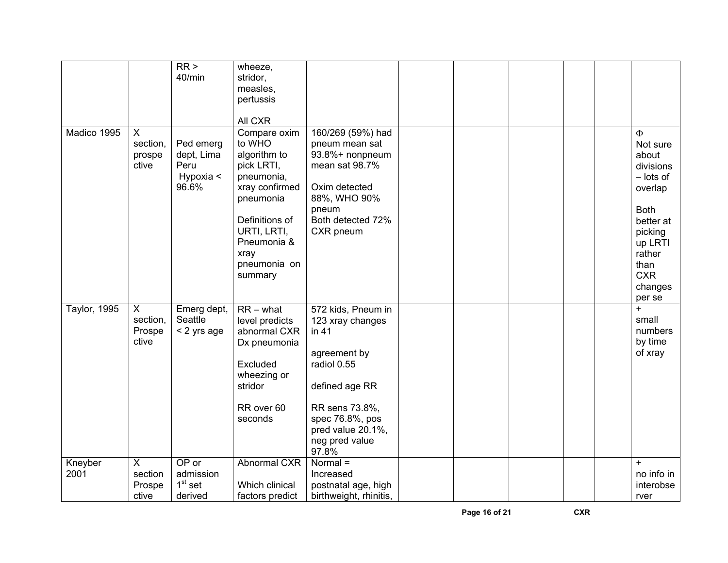| | | | | | | | | | | |
|---|---|---|---|---|---|---|---|---|---|---|
| | | RR > 40/min | wheeze, stridor, measles, pertussis<br><br>All CXR | | | | | | | |
| Madico 1995 | X section, prospective | Ped emerg dept, Lima Peru<br>Hypoxia < 96.6% | Compare oxim to WHO algorithm to pick LRTI, pneumonia, xray confirmed pneumonia<br><br>Definitions of URTI, LRTI, Pneumonia & xray pneumonia on summary | 160/269 (59%) had pneum mean sat 93.8%+ nonpneum mean sat 98.7%<br><br>Oxim detected 88%, WHO 90% pneum<br>Both detected 72% CXR pneum | | | | | | Φ<br>Not sure about divisions – lots of overlap<br><br>Both better at picking up LRTI rather than CXR changes per se |
| Taylor, 1995 | X section, Prospective | Emerg dept, Seattle<br>< 2 yrs age | RR – what level predicts abnormal CXR Dx pneumonia<br><br>Excluded wheezing or stridor<br><br>RR over 60 seconds | 572 kids, Pneum in 123 xray changes in 41<br><br>agreement by radiol 0.55<br><br>defined age RR<br><br>RR sens 73.8%, spec 76.8%, pos pred value 20.1%, neg pred value 97.8% | | | | | | +<br>small numbers by time of xray |
| Kneyber 2001 | X section Prospective | OP or admission 1st set derived | Abnormal CXR<br><br>Which clinical factors predict | Normal = Increased postnatal age, high birthweight, rhinitis, | | | | | | +<br>no info in interobserver |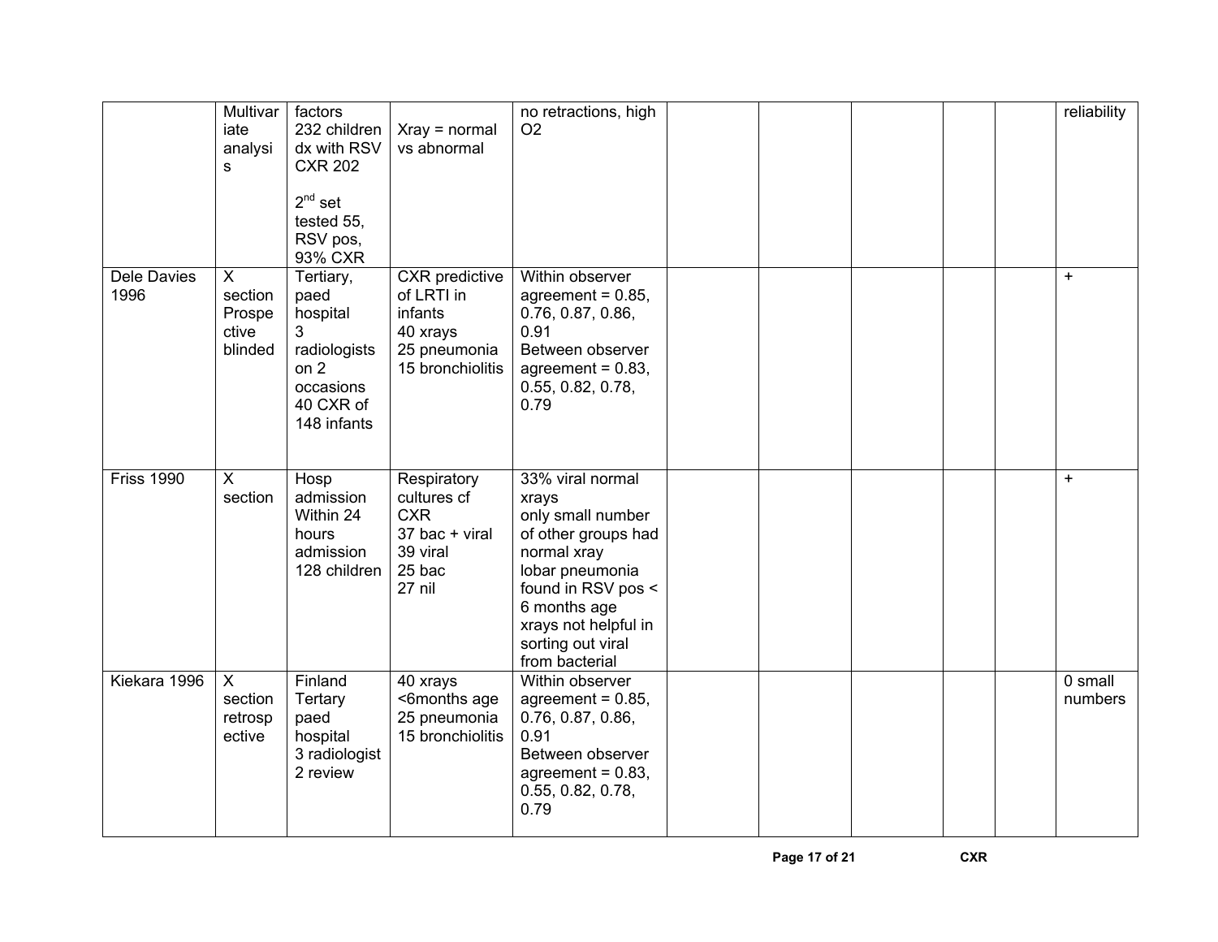|  |  |  |  |  |  |  |  |  |  |  |
|---|---|---|---|---|---|---|---|---|---|---|
|  | Multivariate analysis | factors<br>232 children dx with RSV CXR 202<br><br>2[nd] set tested 55, RSV pos, 93% CXR | Xray = normal vs abnormal | no retractions, high O2 |  |  |  |  |  | reliability |
| Dele Davies 1996 | X section Prospective blinded | Tertiary, paed hospital<br>3 radiologists on 2 occasions<br>40 CXR of 148 infants | CXR predictive of LRTI in infants<br>40 xrays<br>25 pneumonia<br>15 bronchiolitis | Within observer agreement = 0.85, 0.76, 0.87, 0.86, 0.91<br>Between observer agreement = 0.83, 0.55, 0.82, 0.78, 0.79 |  |  |  |  |  | + |
| Friss 1990 | X section | Hosp admission Within 24 hours admission<br>128 children | Respiratory cultures cf CXR<br>37 bac + viral<br>39 viral<br>25 bac<br>27 nil | 33% viral normal xrays<br>only small number of other groups had normal xray<br>lobar pneumonia found in RSV pos < 6 months age<br>xrays not helpful in sorting out viral from bacterial |  |  |  |  |  | + |
| Kiekara 1996 | X section retrospective | Finland Tertary paed hospital<br>3 radiologist 2 review | 40 xrays<br><6months age<br>25 pneumonia<br>15 bronchiolitis | Within observer agreement = 0.85, 0.76, 0.87, 0.86, 0.91<br>Between observer agreement = 0.83, 0.55, 0.82, 0.78, 0.79 |  |  |  |  |  | 0 small numbers |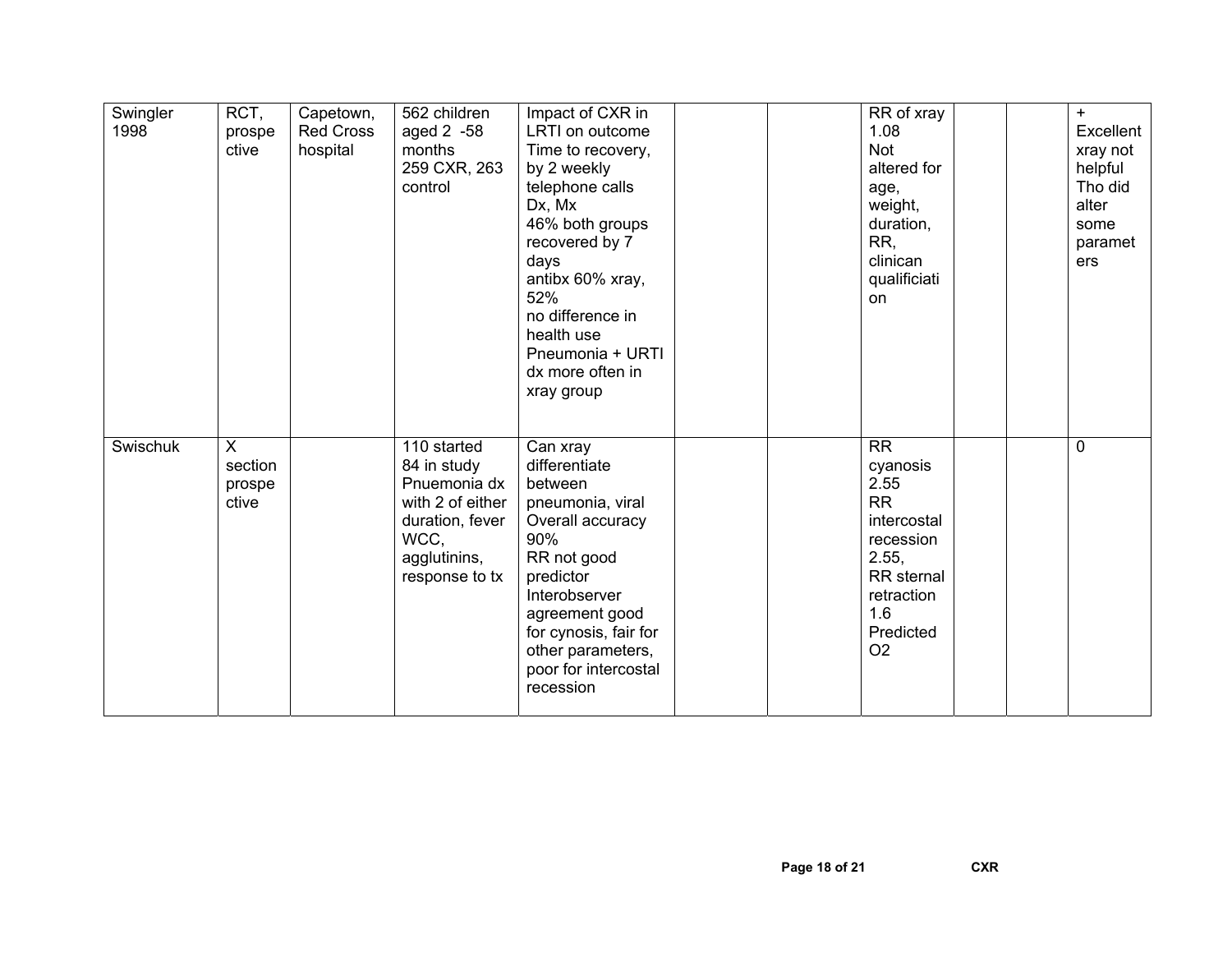| | | | | | | | | | | |
|---|---|---|---|---|---|---|---|---|---|---|
| Swingler 1998 | RCT, prospective | Capetown, Red Cross hospital | 562 children aged 2 -58 months<br>259 CXR, 263 control | Impact of CXR in LRTI on outcome<br>Time to recovery, by 2 weekly telephone calls<br>Dx, Mx<br>46% both groups recovered by 7 days<br>antibx 60% xray, 52%<br>no difference in health use<br>Pneumonia + URTI dx more often in xray group | | | RR of xray 1.08<br>Not altered for age, weight, duration, RR, clinican qualificiation | | | +<br>Excellent xray not helpful<br>Tho did alter some parameters |
| Swischuk | X section prospective | | 110 started<br>84 in study<br>Pnuemonia dx with 2 of either duration, fever WCC, agglutinins, response to tx | Can xray differentiate between pneumonia, viral<br>Overall accuracy 90%<br>RR not good predictor<br>Interobserver agreement good for cynosis, fair for other parameters, poor for intercostal recession | | | RR cyanosis 2.55<br>RR intercostal recession 2.55,<br>RR sternal retraction 1.6<br>Predicted O2 | | | 0 |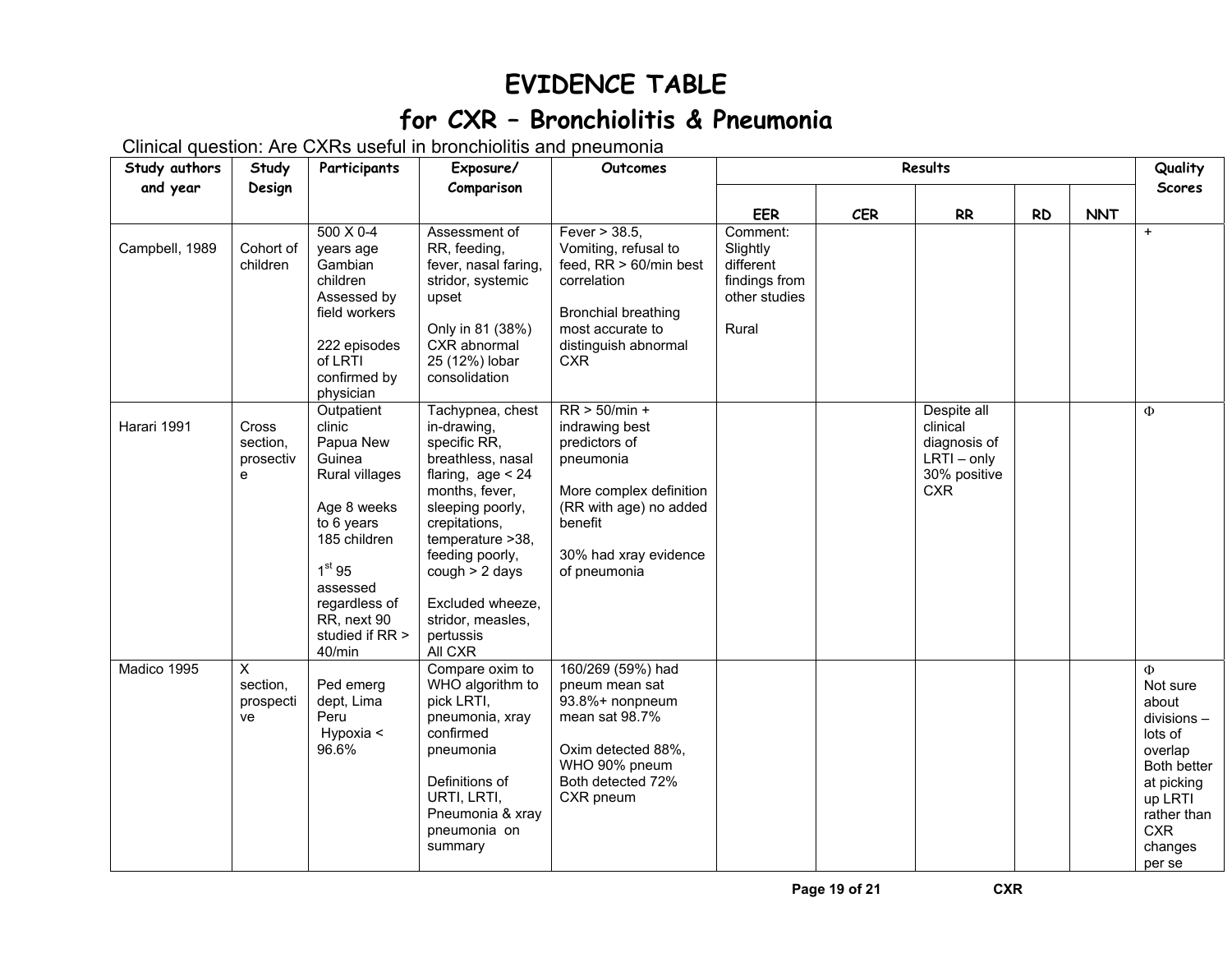# EVIDENCE TABLE

# for CXR – Bronchiolitis & Pneumonia

Clinical question: Are CXRs useful in bronchiolitis and pneumonia

| Study authors and year | Study Design | Participants | Exposure/ Comparison | Outcomes | Results | | | | | Quality Scores |
|---|---|---|---|---|---|---|---|---|---|---|
| | | | | | EER | CER | RR | RD | NNT | |
| Campbell, 1989 | Cohort of children | 500 X 0-4 years age Gambian children Assessed by field workers<br><br>222 episodes of LRTI confirmed by physician | Assessment of RR, feeding, fever, nasal faring, stridor, systemic upset<br><br>Only in 81 (38%) CXR abnormal 25 (12%) lobar consolidation | Fever > 38.5, Vomiting, refusal to feed, RR > 60/min best correlation<br><br>Bronchial breathing most accurate to distinguish abnormal CXR | Comment: Slightly different findings from other studies<br><br>Rural | | | | | + |
| Harari 1991 | Cross section, prosective | Outpatient clinic Papua New Guinea Rural villages<br><br>Age 8 weeks to 6 years 185 children<br><br>1st 95 assessed regardless of RR, next 90 studied if RR > 40/min | Tachypnea, chest in-drawing, specific RR, breathless, nasal flaring, age < 24 months, fever, sleeping poorly, crepitations, temperature >38, feeding poorly, cough > 2 days<br><br>Excluded wheeze, stridor, measles, pertussis<br>All CXR | RR > 50/min + indrawing best predictors of pneumonia<br><br>More complex definition (RR with age) no added benefit<br><br>30% had xray evidence of pneumonia | | | Despite all clinical diagnosis of LRTI – only 30% positive CXR | | | Φ |
| Madico 1995 | X section, prospective | Ped emerg dept, Lima Peru<br>Hypoxia < 96.6% | Compare oxim to WHO algorithm to pick LRTI, pneumonia, xray confirmed pneumonia<br><br>Definitions of URTI, LRTI, Pneumonia & xray pneumonia on summary | 160/269 (59%) had pneum mean sat 93.8%+ nonpneum mean sat 98.7%<br><br>Oxim detected 88%, WHO 90% pneum<br>Both detected 72% CXR pneum | | | | | | Φ<br>Not sure about divisions – lots of overlap<br>Both better at picking up LRTI rather than CXR changes per se |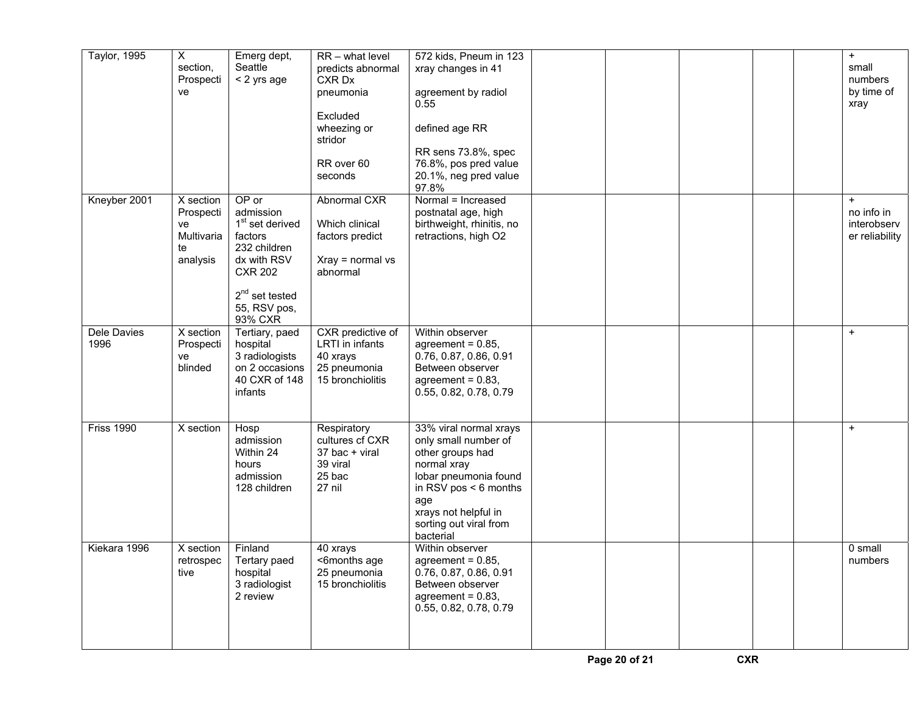| | | | | | | | | | | |
|---|---|---|---|---|---|---|---|---|---|---|
| Taylor, 1995 | X section, Prospective | Emerg dept, Seattle < 2 yrs age | RR – what level predicts abnormal CXR Dx pneumonia<br><br>Excluded wheezing or stridor<br><br>RR over 60 seconds | 572 kids, Pneum in 123 xray changes in 41<br><br>agreement by radiol 0.55<br><br>defined age RR<br><br>RR sens 73.8%, spec 76.8%, pos pred value 20.1%, neg pred value 97.8% | | | | | | +<br>small numbers by time of xray |
| Kneyber 2001 | X section Prospective Multivariate analysis | OP or admission<br>1st set derived factors<br>232 children dx with RSV CXR 202<br><br>2nd set tested 55, RSV pos, 93% CXR | Abnormal CXR<br><br>Which clinical factors predict<br><br>Xray = normal vs abnormal | Normal = Increased postnatal age, high birthweight, rhinitis, no retractions, high O2 | | | | | | +<br>no info in interobserver reliability |
| Dele Davies 1996 | X section Prospective blinded | Tertiary, paed hospital<br>3 radiologists on 2 occasions<br>40 CXR of 148 infants | CXR predictive of LRTI in infants<br>40 xrays<br>25 pneumonia<br>15 bronchiolitis | Within observer agreement = 0.85, 0.76, 0.87, 0.86, 0.91<br>Between observer agreement = 0.83, 0.55, 0.82, 0.78, 0.79 | | | | | | + |
| Friss 1990 | X section | Hosp admission Within 24 hours admission<br>128 children | Respiratory cultures cf CXR<br>37 bac + viral<br>39 viral<br>25 bac<br>27 nil | 33% viral normal xrays only small number of other groups had normal xray<br>lobar pneumonia found in RSV pos < 6 months age<br>xrays not helpful in sorting out viral from bacterial | | | | | | + |
| Kiekara 1996 | X section retrospective | Finland<br>Tertary paed hospital<br>3 radiologist<br>2 review | 40 xrays<br><6months age<br>25 pneumonia<br>15 bronchiolitis | Within observer agreement = 0.85, 0.76, 0.87, 0.86, 0.91<br>Between observer agreement = 0.83, 0.55, 0.82, 0.78, 0.79 | | | | | | 0 small numbers |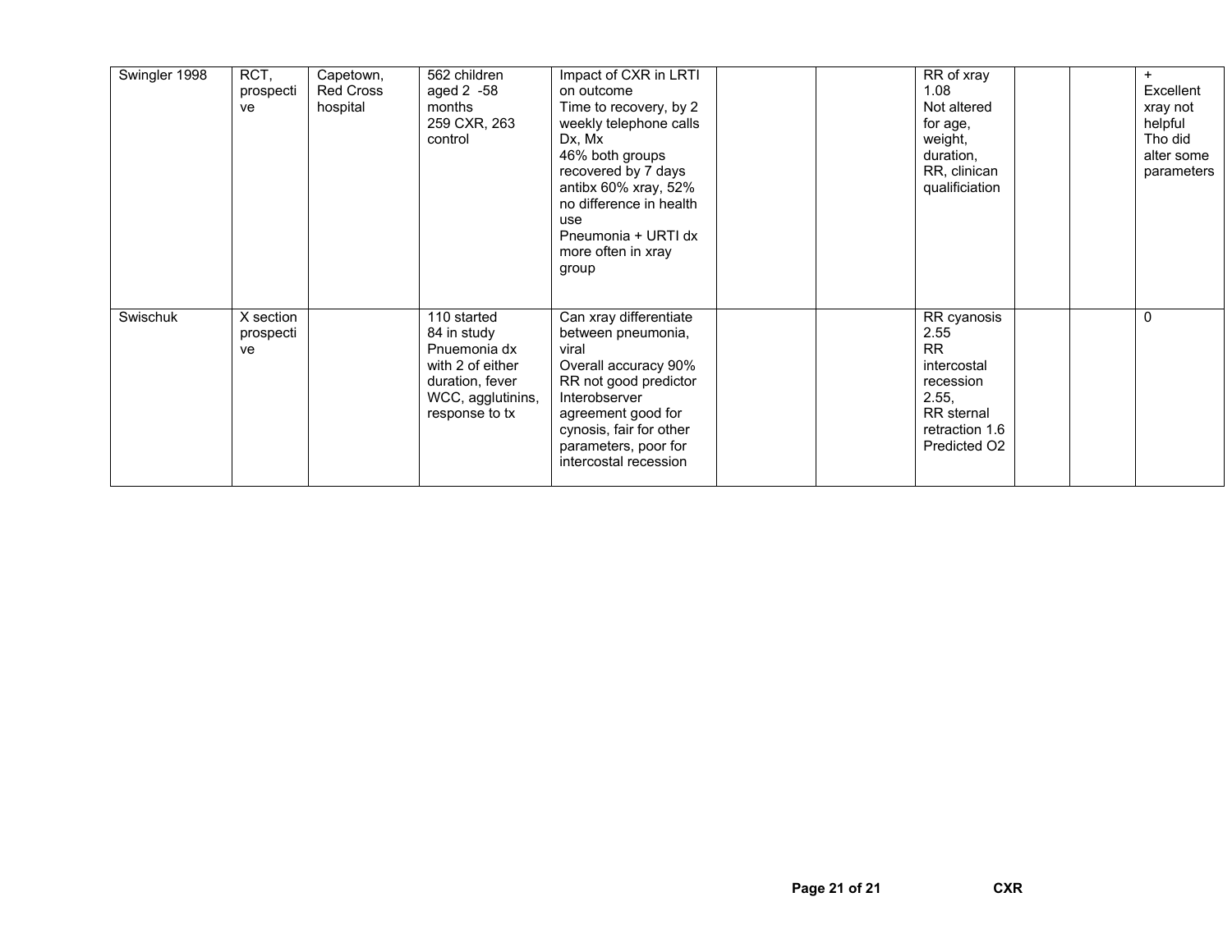| | | | | | | | | | | |
|---|---|---|---|---|---|---|---|---|---|---|
| Swingler 1998 | RCT, prospective | Capetown, Red Cross hospital | 562 children aged 2 -58 months 259 CXR, 263 control | Impact of CXR in LRTI on outcome Time to recovery, by 2 weekly telephone calls Dx, Mx 46% both groups recovered by 7 days antibx 60% xray, 52% no difference in health use Pneumonia + URTI dx more often in xray group | | | RR of xray 1.08 Not altered for age, weight, duration, RR, clinican qualificiation | | | + Excellent xray not helpful Tho did alter some parameters |
| Swischuk | X section prospective | | 110 started 84 in study Pnuemonia dx with 2 of either duration, fever WCC, agglutinins, response to tx | Can xray differentiate between pneumonia, viral Overall accuracy 90% RR not good predictor Interobserver agreement good for cynosis, fair for other parameters, poor for intercostal recession | | | RR cyanosis 2.55 RR intercostal recession 2.55, RR sternal retraction 1.6 Predicted O2 | | | 0 |